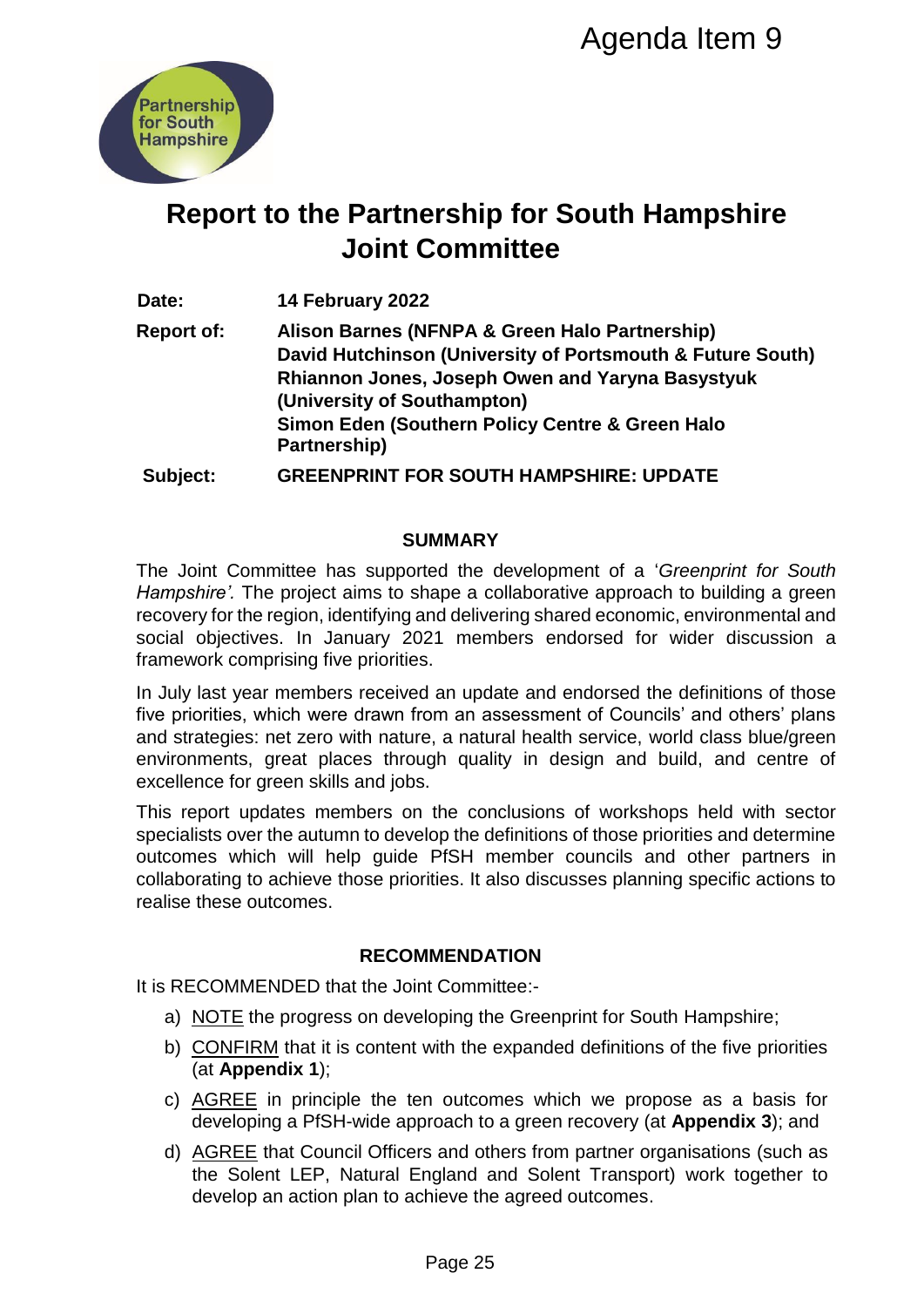Agenda Item 9

# Report to the Partnership for South Hampshire Joint Committee

| | |
|---|---|
| **Date:** | **14 February 2022** |
| **Report of:** | **Alison Barnes (NFNPA & Green Halo Partnership)**<br>**David Hutchinson (University of Portsmouth & Future South)**<br>**Rhiannon Jones, Joseph Owen and Yaryna Basystyuk (University of Southampton)**<br>**Simon Eden (Southern Policy Centre & Green Halo Partnership)** |
| **Subject:** | **GREENPRINT FOR SOUTH HAMPSHIRE: UPDATE** |

## SUMMARY

The Joint Committee has supported the development of a '*Greenprint for South Hampshire'.* The project aims to shape a collaborative approach to building a green recovery for the region, identifying and delivering shared economic, environmental and social objectives. In January 2021 members endorsed for wider discussion a framework comprising five priorities.

In July last year members received an update and endorsed the definitions of those five priorities, which were drawn from an assessment of Councils' and others' plans and strategies: net zero with nature, a natural health service, world class blue/green environments, great places through quality in design and build, and centre of excellence for green skills and jobs.

This report updates members on the conclusions of workshops held with sector specialists over the autumn to develop the definitions of those priorities and determine outcomes which will help guide PfSH member councils and other partners in collaborating to achieve those priorities. It also discusses planning specific actions to realise these outcomes.

## RECOMMENDATION

It is RECOMMENDED that the Joint Committee:-

a) NOTE the progress on developing the Greenprint for South Hampshire;

b) CONFIRM that it is content with the expanded definitions of the five priorities (at **Appendix 1**);

c) AGREE in principle the ten outcomes which we propose as a basis for developing a PfSH-wide approach to a green recovery (at **Appendix 3**); and

d) AGREE that Council Officers and others from partner organisations (such as the Solent LEP, Natural England and Solent Transport) work together to develop an action plan to achieve the agreed outcomes.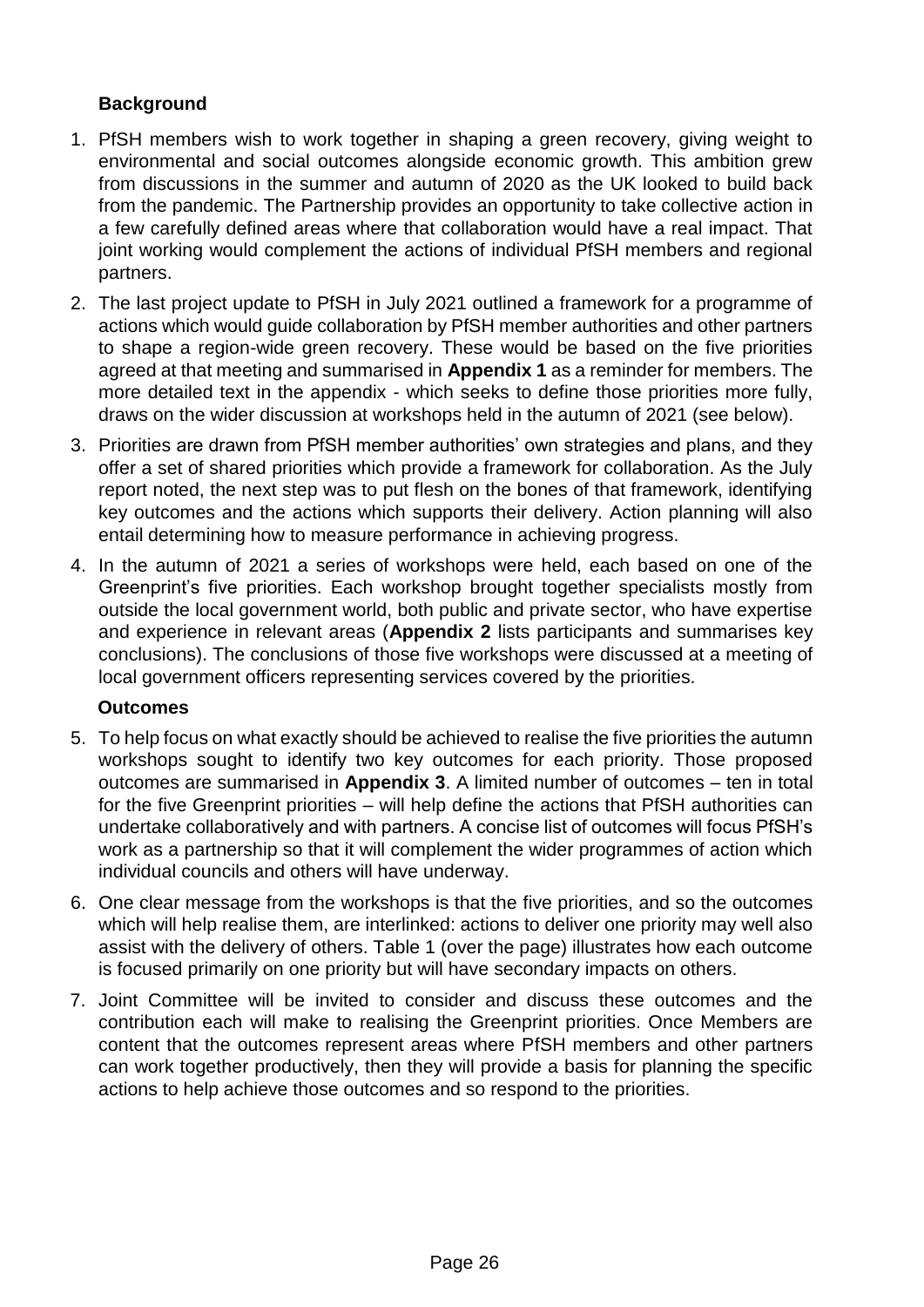### Background

1. PfSH members wish to work together in shaping a green recovery, giving weight to environmental and social outcomes alongside economic growth. This ambition grew from discussions in the summer and autumn of 2020 as the UK looked to build back from the pandemic. The Partnership provides an opportunity to take collective action in a few carefully defined areas where that collaboration would have a real impact. That joint working would complement the actions of individual PfSH members and regional partners.
2. The last project update to PfSH in July 2021 outlined a framework for a programme of actions which would guide collaboration by PfSH member authorities and other partners to shape a region-wide green recovery. These would be based on the five priorities agreed at that meeting and summarised in **Appendix 1** as a reminder for members. The more detailed text in the appendix - which seeks to define those priorities more fully, draws on the wider discussion at workshops held in the autumn of 2021 (see below).
3. Priorities are drawn from PfSH member authorities' own strategies and plans, and they offer a set of shared priorities which provide a framework for collaboration. As the July report noted, the next step was to put flesh on the bones of that framework, identifying key outcomes and the actions which supports their delivery. Action planning will also entail determining how to measure performance in achieving progress.
4. In the autumn of 2021 a series of workshops were held, each based on one of the Greenprint's five priorities. Each workshop brought together specialists mostly from outside the local government world, both public and private sector, who have expertise and experience in relevant areas (**Appendix 2** lists participants and summarises key conclusions). The conclusions of those five workshops were discussed at a meeting of local government officers representing services covered by the priorities.

### Outcomes

5. To help focus on what exactly should be achieved to realise the five priorities the autumn workshops sought to identify two key outcomes for each priority. Those proposed outcomes are summarised in **Appendix 3**. A limited number of outcomes – ten in total for the five Greenprint priorities – will help define the actions that PfSH authorities can undertake collaboratively and with partners. A concise list of outcomes will focus PfSH's work as a partnership so that it will complement the wider programmes of action which individual councils and others will have underway.
6. One clear message from the workshops is that the five priorities, and so the outcomes which will help realise them, are interlinked: actions to deliver one priority may well also assist with the delivery of others. Table 1 (over the page) illustrates how each outcome is focused primarily on one priority but will have secondary impacts on others.
7. Joint Committee will be invited to consider and discuss these outcomes and the contribution each will make to realising the Greenprint priorities. Once Members are content that the outcomes represent areas where PfSH members and other partners can work together productively, then they will provide a basis for planning the specific actions to help achieve those outcomes and so respond to the priorities.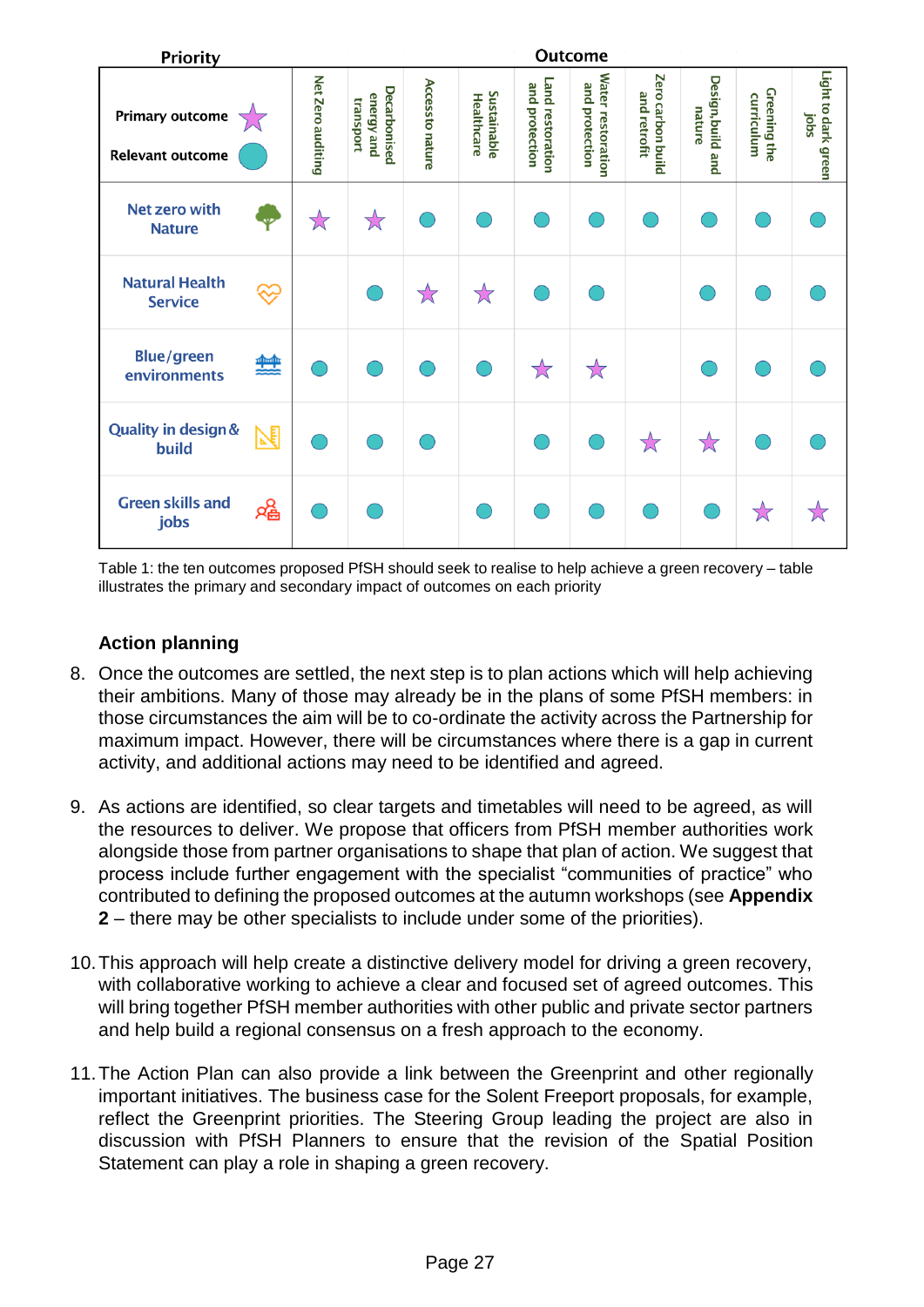| Priority (★ Primary outcome; ● Relevant outcome) | Net Zero auditing | Decarbonised energy and transport | Access to nature | Sustainable Healthcare | Land restoration and protection | Water restoration and protection | Zero carbon build and retrofit | Design, build and nature | Greening the curriculum | Light to dark green jobs |
|---|---|---|---|---|---|---|---|---|---|---|
| Net zero with Nature | ★ | ★ | ● | ● | ● | ● | ● | ● | ● | ● |
| Natural Health Service | | ● | ★ | ★ | ● | ● | | ● | ● | ● |
| Blue/green environments | ● | ● | ● | ● | ★ | ★ | | ● | ● | ● |
| Quality in design & build | ● | ● | ● | | ● | ● | ★ | ★ | ● | ● |
| Green skills and jobs | ● | ● | | ● | ● | ● | ● | ● | ★ | ★ |

Table 1: the ten outcomes proposed PfSH should seek to realise to help achieve a green recovery – table illustrates the primary and secondary impact of outcomes on each priority

### Action planning

8. Once the outcomes are settled, the next step is to plan actions which will help achieving their ambitions. Many of those may already be in the plans of some PfSH members: in those circumstances the aim will be to co-ordinate the activity across the Partnership for maximum impact. However, there will be circumstances where there is a gap in current activity, and additional actions may need to be identified and agreed.

9. As actions are identified, so clear targets and timetables will need to be agreed, as will the resources to deliver. We propose that officers from PfSH member authorities work alongside those from partner organisations to shape that plan of action. We suggest that process include further engagement with the specialist "communities of practice" who contributed to defining the proposed outcomes at the autumn workshops (see **Appendix 2** – there may be other specialists to include under some of the priorities).

10. This approach will help create a distinctive delivery model for driving a green recovery, with collaborative working to achieve a clear and focused set of agreed outcomes. This will bring together PfSH member authorities with other public and private sector partners and help build a regional consensus on a fresh approach to the economy.

11. The Action Plan can also provide a link between the Greenprint and other regionally important initiatives. The business case for the Solent Freeport proposals, for example, reflect the Greenprint priorities. The Steering Group leading the project are also in discussion with PfSH Planners to ensure that the revision of the Spatial Position Statement can play a role in shaping a green recovery.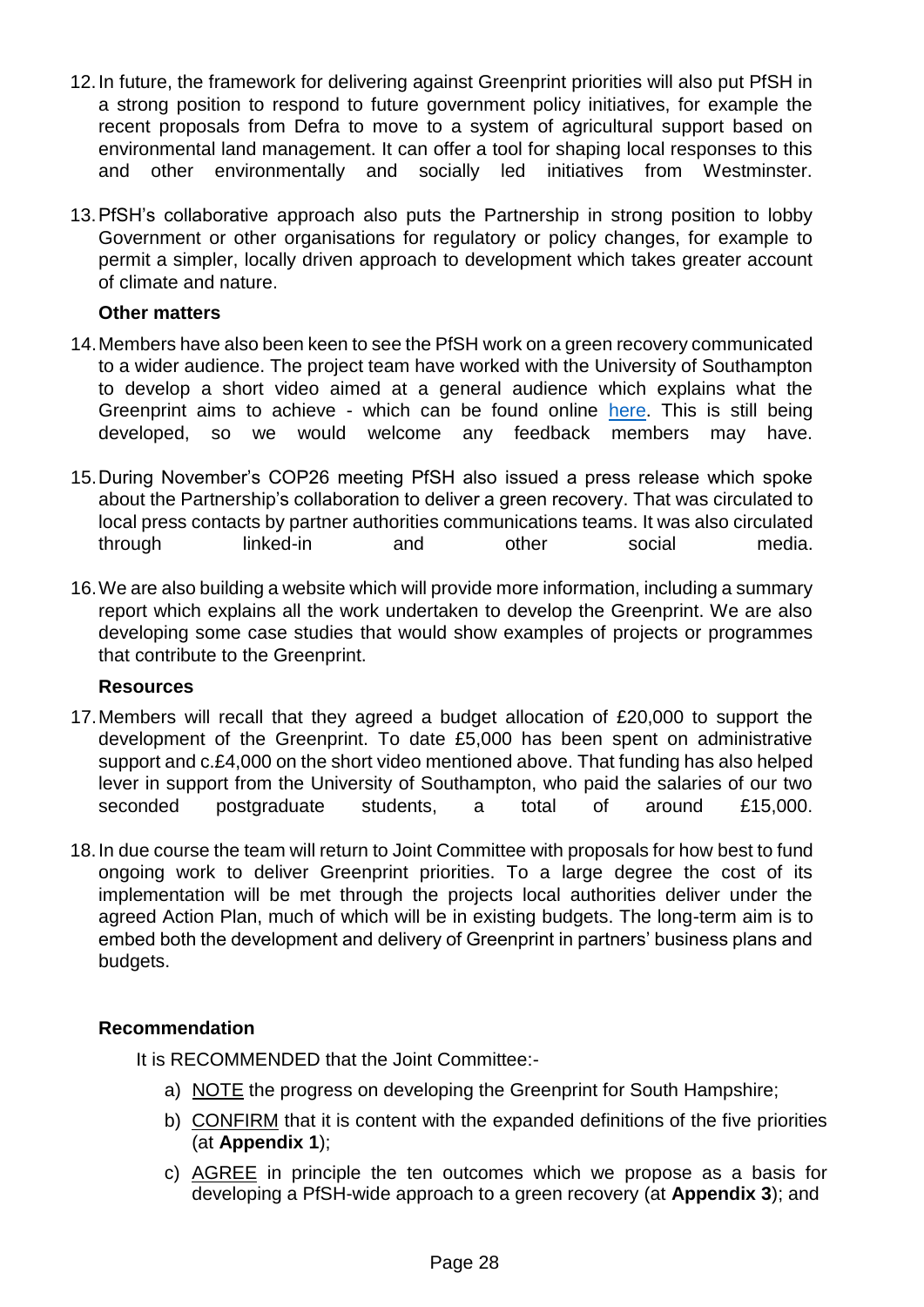12. In future, the framework for delivering against Greenprint priorities will also put PfSH in a strong position to respond to future government policy initiatives, for example the recent proposals from Defra to move to a system of agricultural support based on environmental land management. It can offer a tool for shaping local responses to this and other environmentally and socially led initiatives from Westminster.

13. PfSH's collaborative approach also puts the Partnership in strong position to lobby Government or other organisations for regulatory or policy changes, for example to permit a simpler, locally driven approach to development which takes greater account of climate and nature.

**Other matters**

14. Members have also been keen to see the PfSH work on a green recovery communicated to a wider audience. The project team have worked with the University of Southampton to develop a short video aimed at a general audience which explains what the Greenprint aims to achieve - which can be found online here. This is still being developed, so we would welcome any feedback members may have.

15. During November's COP26 meeting PfSH also issued a press release which spoke about the Partnership's collaboration to deliver a green recovery. That was circulated to local press contacts by partner authorities communications teams. It was also circulated through linked-in and other social media.

16. We are also building a website which will provide more information, including a summary report which explains all the work undertaken to develop the Greenprint. We are also developing some case studies that would show examples of projects or programmes that contribute to the Greenprint.

**Resources**

17. Members will recall that they agreed a budget allocation of £20,000 to support the development of the Greenprint. To date £5,000 has been spent on administrative support and c.£4,000 on the short video mentioned above. That funding has also helped lever in support from the University of Southampton, who paid the salaries of our two seconded postgraduate students, a total of around £15,000.

18. In due course the team will return to Joint Committee with proposals for how best to fund ongoing work to deliver Greenprint priorities. To a large degree the cost of its implementation will be met through the projects local authorities deliver under the agreed Action Plan, much of which will be in existing budgets. The long-term aim is to embed both the development and delivery of Greenprint in partners' business plans and budgets.

**Recommendation**

It is RECOMMENDED that the Joint Committee:-

a) NOTE the progress on developing the Greenprint for South Hampshire;

b) CONFIRM that it is content with the expanded definitions of the five priorities (at **Appendix 1**);

c) AGREE in principle the ten outcomes which we propose as a basis for developing a PfSH-wide approach to a green recovery (at **Appendix 3**); and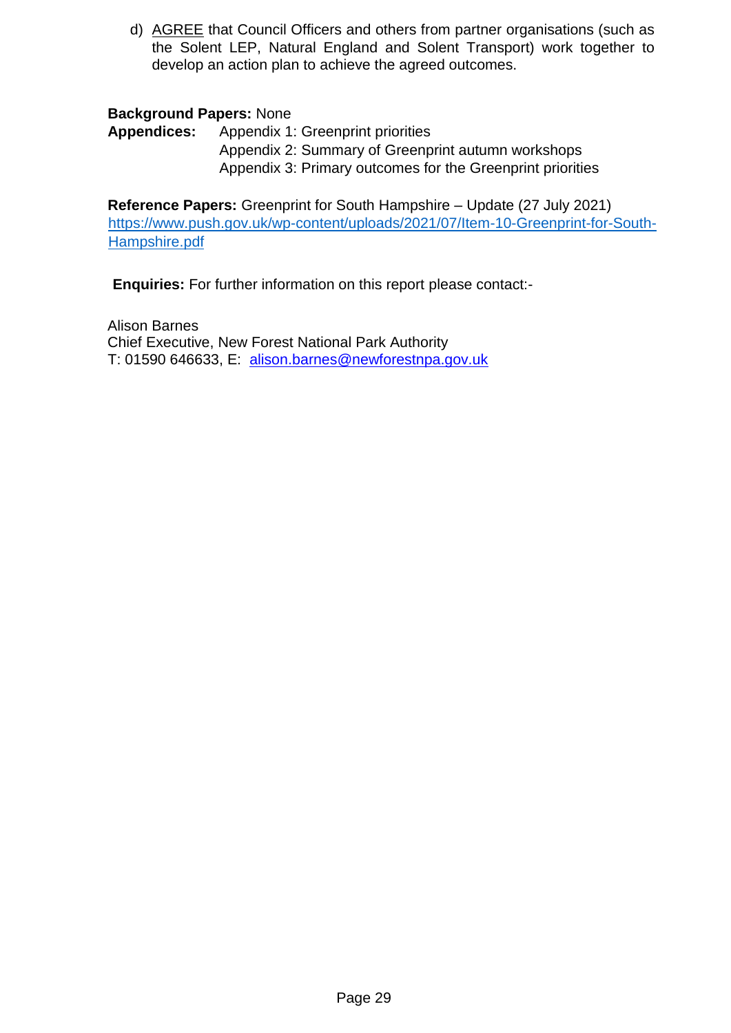d) <u>AGREE</u> that Council Officers and others from partner organisations (such as the Solent LEP, Natural England and Solent Transport) work together to develop an action plan to achieve the agreed outcomes.

**Background Papers:** None

**Appendices:** Appendix 1: Greenprint priorities
Appendix 2: Summary of Greenprint autumn workshops
Appendix 3: Primary outcomes for the Greenprint priorities

**Reference Papers:** Greenprint for South Hampshire – Update (27 July 2021)
https://www.push.gov.uk/wp-content/uploads/2021/07/Item-10-Greenprint-for-South-Hampshire.pdf

**Enquiries:** For further information on this report please contact:-

Alison Barnes
Chief Executive, New Forest National Park Authority
T: 01590 646633, E: alison.barnes@newforestnpa.gov.uk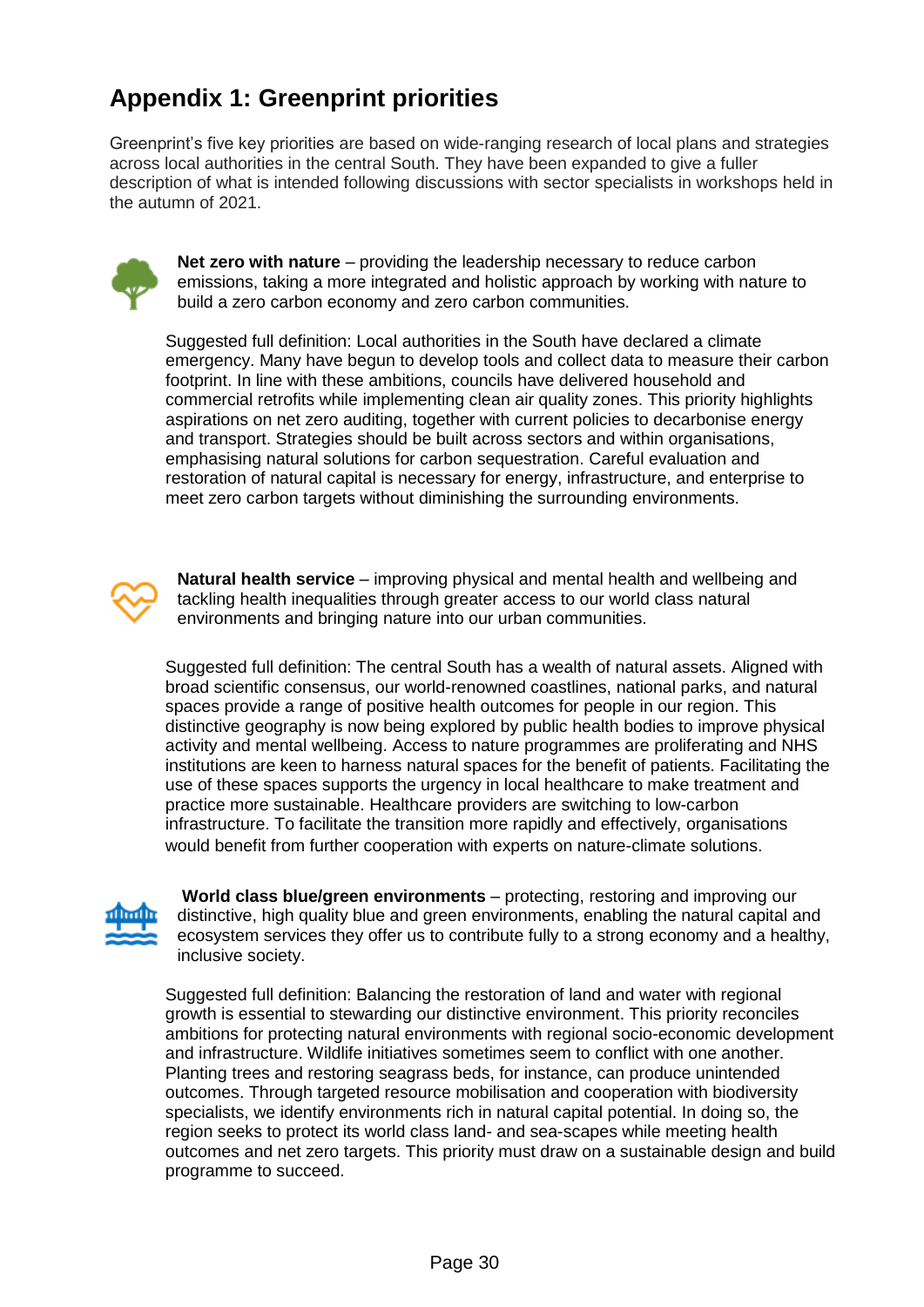# Appendix 1: Greenprint priorities

Greenprint's five key priorities are based on wide-ranging research of local plans and strategies across local authorities in the central South. They have been expanded to give a fuller description of what is intended following discussions with sector specialists in workshops held in the autumn of 2021.

**Net zero with nature** – providing the leadership necessary to reduce carbon emissions, taking a more integrated and holistic approach by working with nature to build a zero carbon economy and zero carbon communities.

Suggested full definition: Local authorities in the South have declared a climate emergency. Many have begun to develop tools and collect data to measure their carbon footprint. In line with these ambitions, councils have delivered household and commercial retrofits while implementing clean air quality zones. This priority highlights aspirations on net zero auditing, together with current policies to decarbonise energy and transport. Strategies should be built across sectors and within organisations, emphasising natural solutions for carbon sequestration. Careful evaluation and restoration of natural capital is necessary for energy, infrastructure, and enterprise to meet zero carbon targets without diminishing the surrounding environments.

**Natural health service** – improving physical and mental health and wellbeing and tackling health inequalities through greater access to our world class natural environments and bringing nature into our urban communities.

Suggested full definition: The central South has a wealth of natural assets. Aligned with broad scientific consensus, our world-renowned coastlines, national parks, and natural spaces provide a range of positive health outcomes for people in our region. This distinctive geography is now being explored by public health bodies to improve physical activity and mental wellbeing. Access to nature programmes are proliferating and NHS institutions are keen to harness natural spaces for the benefit of patients. Facilitating the use of these spaces supports the urgency in local healthcare to make treatment and practice more sustainable. Healthcare providers are switching to low-carbon infrastructure. To facilitate the transition more rapidly and effectively, organisations would benefit from further cooperation with experts on nature-climate solutions.

**World class blue/green environments** – protecting, restoring and improving our distinctive, high quality blue and green environments, enabling the natural capital and ecosystem services they offer us to contribute fully to a strong economy and a healthy, inclusive society.

Suggested full definition: Balancing the restoration of land and water with regional growth is essential to stewarding our distinctive environment. This priority reconciles ambitions for protecting natural environments with regional socio-economic development and infrastructure. Wildlife initiatives sometimes seem to conflict with one another. Planting trees and restoring seagrass beds, for instance, can produce unintended outcomes. Through targeted resource mobilisation and cooperation with biodiversity specialists, we identify environments rich in natural capital potential. In doing so, the region seeks to protect its world class land- and sea-scapes while meeting health outcomes and net zero targets. This priority must draw on a sustainable design and build programme to succeed.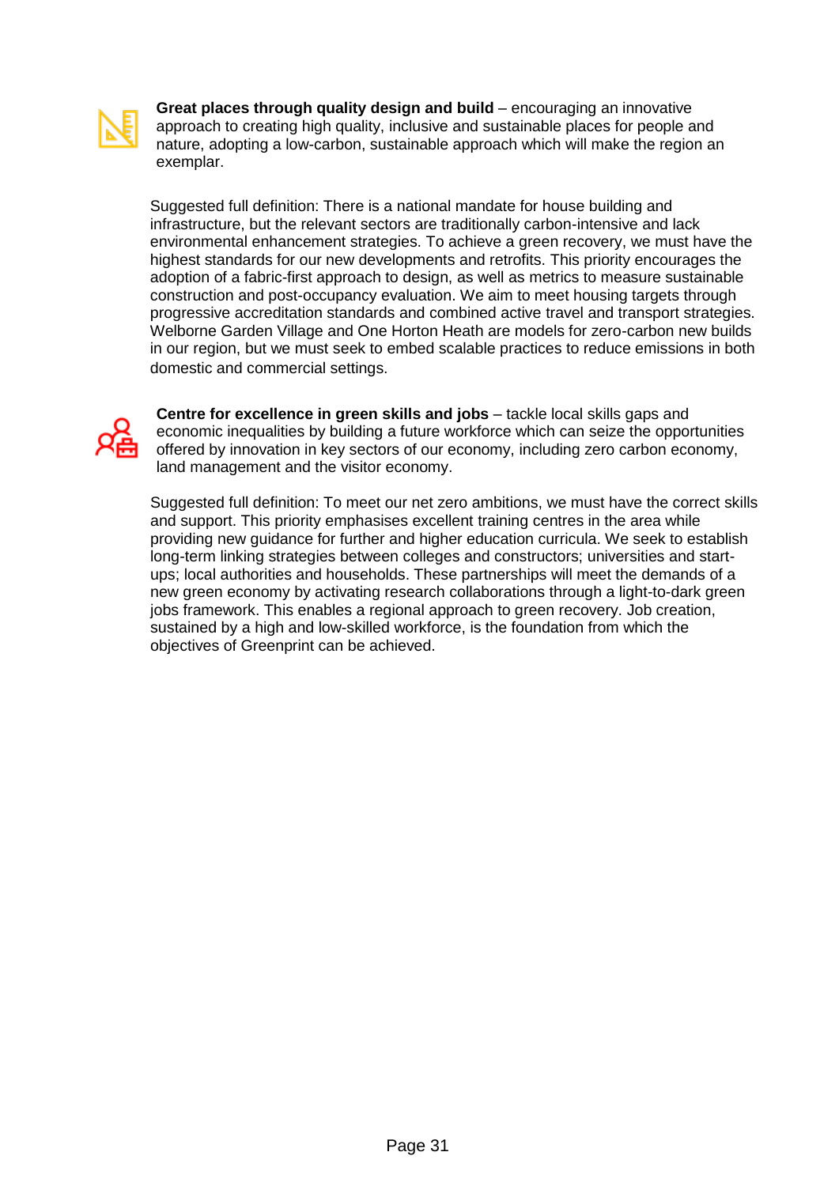**Great places through quality design and build** – encouraging an innovative approach to creating high quality, inclusive and sustainable places for people and nature, adopting a low-carbon, sustainable approach which will make the region an exemplar.

Suggested full definition: There is a national mandate for house building and infrastructure, but the relevant sectors are traditionally carbon-intensive and lack environmental enhancement strategies. To achieve a green recovery, we must have the highest standards for our new developments and retrofits. This priority encourages the adoption of a fabric-first approach to design, as well as metrics to measure sustainable construction and post-occupancy evaluation. We aim to meet housing targets through progressive accreditation standards and combined active travel and transport strategies. Welborne Garden Village and One Horton Heath are models for zero-carbon new builds in our region, but we must seek to embed scalable practices to reduce emissions in both domestic and commercial settings.

**Centre for excellence in green skills and jobs** – tackle local skills gaps and economic inequalities by building a future workforce which can seize the opportunities offered by innovation in key sectors of our economy, including zero carbon economy, land management and the visitor economy.

Suggested full definition: To meet our net zero ambitions, we must have the correct skills and support. This priority emphasises excellent training centres in the area while providing new guidance for further and higher education curricula. We seek to establish long-term linking strategies between colleges and constructors; universities and start-ups; local authorities and households. These partnerships will meet the demands of a new green economy by activating research collaborations through a light-to-dark green jobs framework. This enables a regional approach to green recovery. Job creation, sustained by a high and low-skilled workforce, is the foundation from which the objectives of Greenprint can be achieved.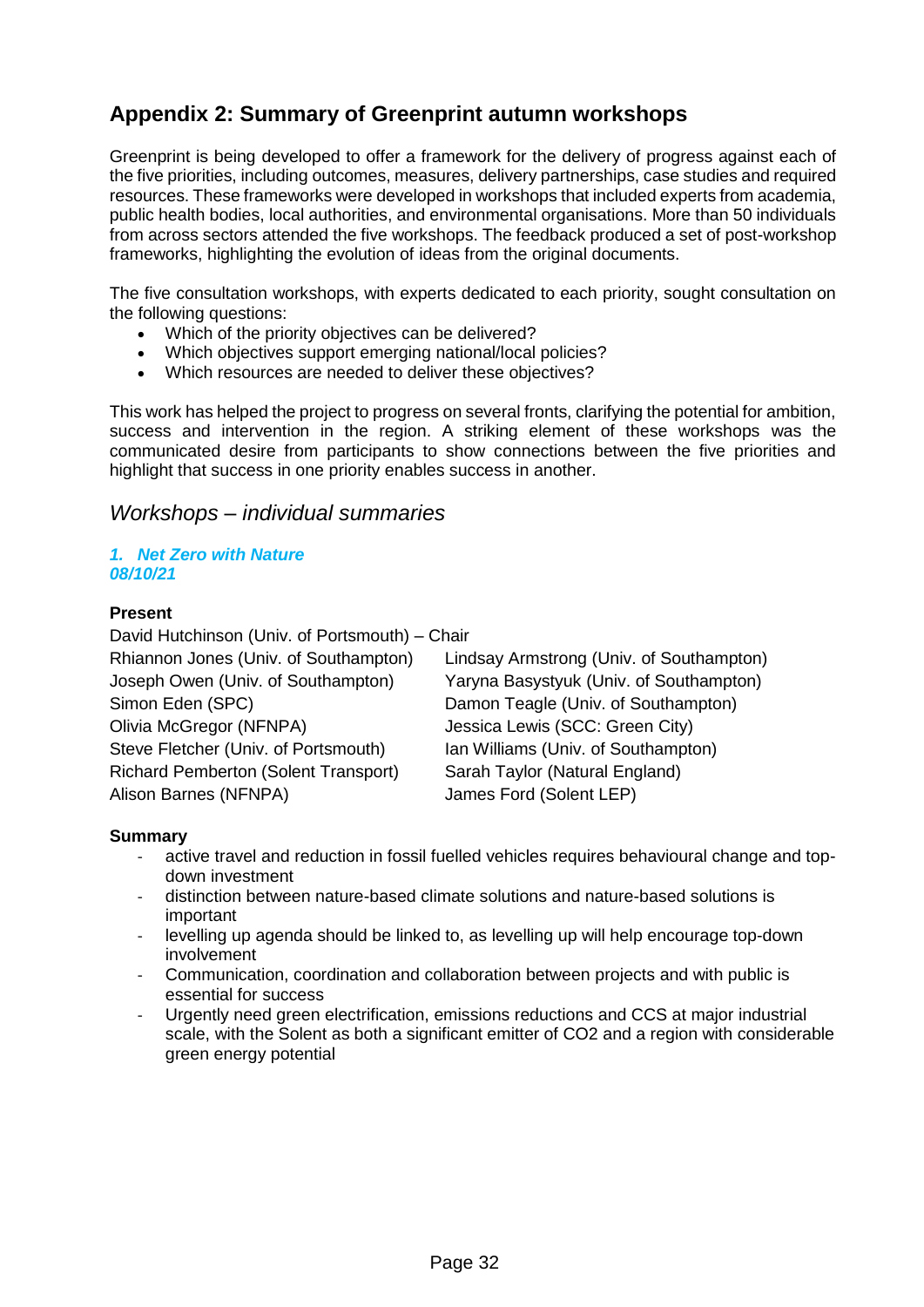## Appendix 2: Summary of Greenprint autumn workshops

Greenprint is being developed to offer a framework for the delivery of progress against each of the five priorities, including outcomes, measures, delivery partnerships, case studies and required resources. These frameworks were developed in workshops that included experts from academia, public health bodies, local authorities, and environmental organisations. More than 50 individuals from across sectors attended the five workshops. The feedback produced a set of post-workshop frameworks, highlighting the evolution of ideas from the original documents.

The five consultation workshops, with experts dedicated to each priority, sought consultation on the following questions:

- Which of the priority objectives can be delivered?
- Which objectives support emerging national/local policies?
- Which resources are needed to deliver these objectives?

This work has helped the project to progress on several fronts, clarifying the potential for ambition, success and intervention in the region. A striking element of these workshops was the communicated desire from participants to show connections between the five priorities and highlight that success in one priority enables success in another.

### *Workshops – individual summaries*

#### *1. Net Zero with Nature*
***08/10/21***

**Present**

David Hutchinson (Univ. of Portsmouth) – Chair
Rhiannon Jones (Univ. of Southampton)
Joseph Owen (Univ. of Southampton)
Simon Eden (SPC)
Olivia McGregor (NFNPA)
Steve Fletcher (Univ. of Portsmouth)
Richard Pemberton (Solent Transport)
Alison Barnes (NFNPA)
Lindsay Armstrong (Univ. of Southampton)
Yaryna Basystyuk (Univ. of Southampton)
Damon Teagle (Univ. of Southampton)
Jessica Lewis (SCC: Green City)
Ian Williams (Univ. of Southampton)
Sarah Taylor (Natural England)
James Ford (Solent LEP)

**Summary**

- active travel and reduction in fossil fuelled vehicles requires behavioural change and top-down investment
- distinction between nature-based climate solutions and nature-based solutions is important
- levelling up agenda should be linked to, as levelling up will help encourage top-down involvement
- Communication, coordination and collaboration between projects and with public is essential for success
- Urgently need green electrification, emissions reductions and CCS at major industrial scale, with the Solent as both a significant emitter of $CO_2$ and a region with considerable green energy potential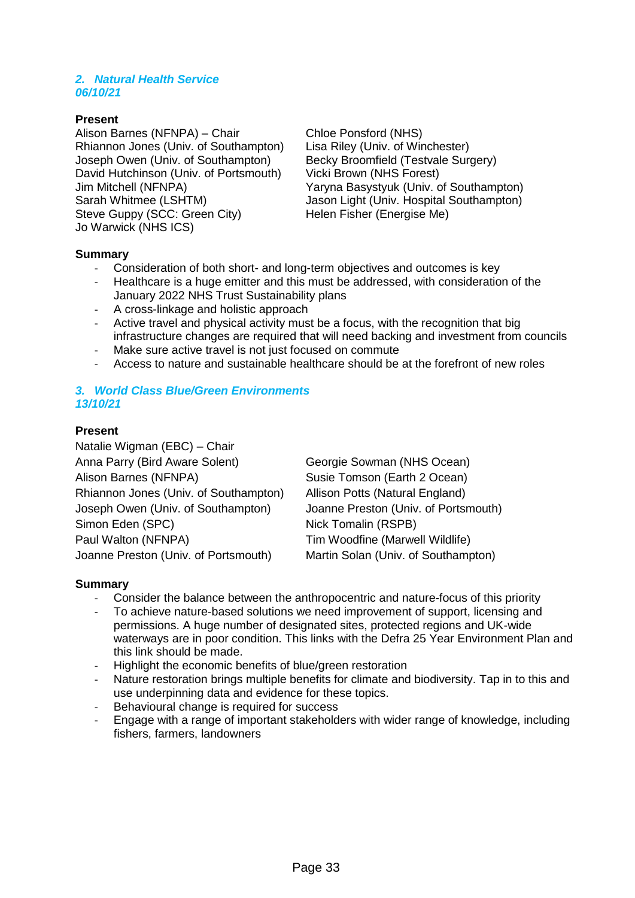### *2. Natural Health Service*
***06/10/21***

**Present**

Alison Barnes (NFNPA) – Chair
Rhiannon Jones (Univ. of Southampton)
Joseph Owen (Univ. of Southampton)
David Hutchinson (Univ. of Portsmouth)
Jim Mitchell (NFNPA)
Sarah Whitmee (LSHTM)
Steve Guppy (SCC: Green City)
Jo Warwick (NHS ICS)
Chloe Ponsford (NHS)
Lisa Riley (Univ. of Winchester)
Becky Broomfield (Testvale Surgery)
Vicki Brown (NHS Forest)
Yaryna Basystyuk (Univ. of Southampton)
Jason Light (Univ. Hospital Southampton)
Helen Fisher (Energise Me)

**Summary**

- Consideration of both short- and long-term objectives and outcomes is key
- Healthcare is a huge emitter and this must be addressed, with consideration of the January 2022 NHS Trust Sustainability plans
- A cross-linkage and holistic approach
- Active travel and physical activity must be a focus, with the recognition that big infrastructure changes are required that will need backing and investment from councils
- Make sure active travel is not just focused on commute
- Access to nature and sustainable healthcare should be at the forefront of new roles

### *3. World Class Blue/Green Environments*
***13/10/21***

**Present**

Natalie Wigman (EBC) – Chair
Anna Parry (Bird Aware Solent)
Alison Barnes (NFNPA)
Rhiannon Jones (Univ. of Southampton)
Joseph Owen (Univ. of Southampton)
Simon Eden (SPC)
Paul Walton (NFNPA)
Joanne Preston (Univ. of Portsmouth)
Georgie Sowman (NHS Ocean)
Susie Tomson (Earth 2 Ocean)
Allison Potts (Natural England)
Joanne Preston (Univ. of Portsmouth)
Nick Tomalin (RSPB)
Tim Woodfine (Marwell Wildlife)
Martin Solan (Univ. of Southampton)

**Summary**

- Consider the balance between the anthropocentric and nature-focus of this priority
- To achieve nature-based solutions we need improvement of support, licensing and permissions. A huge number of designated sites, protected regions and UK-wide waterways are in poor condition. This links with the Defra 25 Year Environment Plan and this link should be made.
- Highlight the economic benefits of blue/green restoration
- Nature restoration brings multiple benefits for climate and biodiversity. Tap in to this and use underpinning data and evidence for these topics.
- Behavioural change is required for success
- Engage with a range of important stakeholders with wider range of knowledge, including fishers, farmers, landowners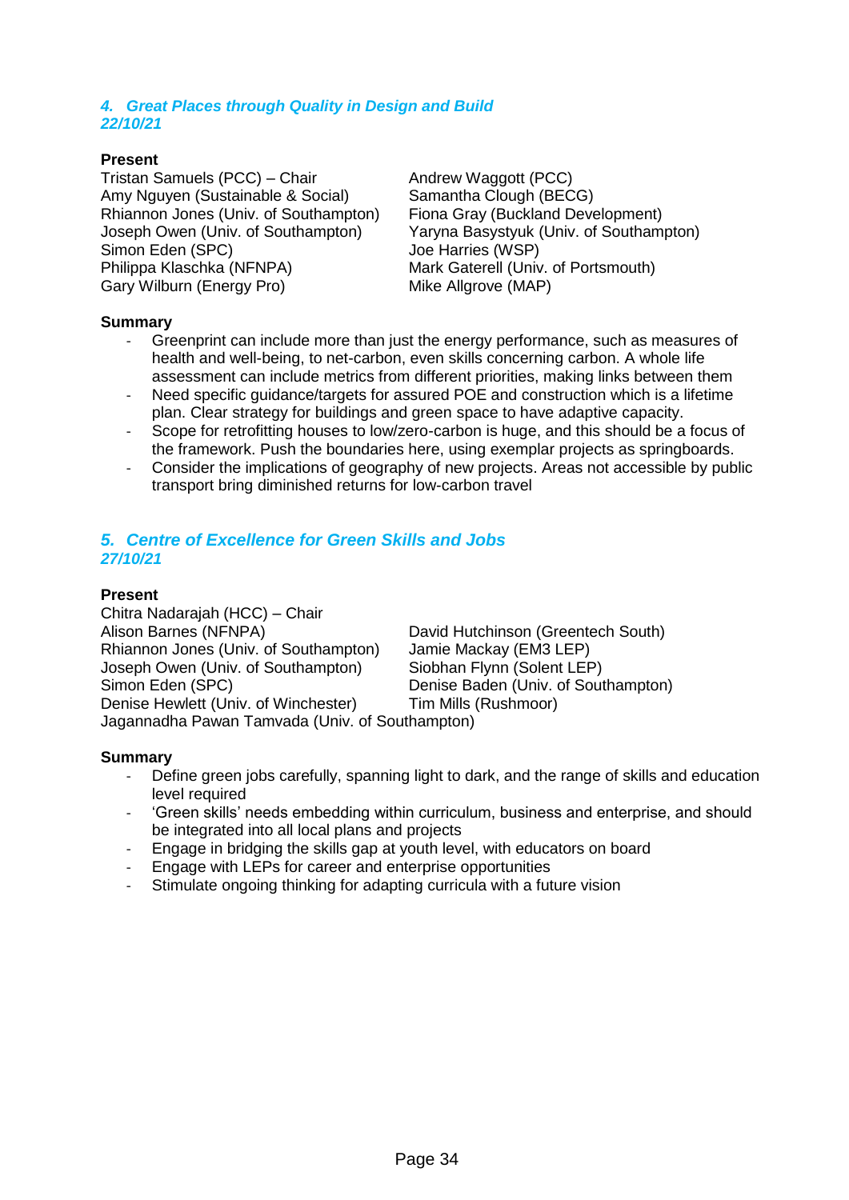### *4. Great Places through Quality in Design and Build*
*22/10/21*

**Present**

Tristan Samuels (PCC) – Chair
Amy Nguyen (Sustainable & Social)
Rhiannon Jones (Univ. of Southampton)
Joseph Owen (Univ. of Southampton)
Simon Eden (SPC)
Philippa Klaschka (NFNPA)
Gary Wilburn (Energy Pro)
Andrew Waggott (PCC)
Samantha Clough (BECG)
Fiona Gray (Buckland Development)
Yaryna Basystyuk (Univ. of Southampton)
Joe Harries (WSP)
Mark Gaterell (Univ. of Portsmouth)
Mike Allgrove (MAP)

**Summary**

- Greenprint can include more than just the energy performance, such as measures of health and well-being, to net-carbon, even skills concerning carbon. A whole life assessment can include metrics from different priorities, making links between them
- Need specific guidance/targets for assured POE and construction which is a lifetime plan. Clear strategy for buildings and green space to have adaptive capacity.
- Scope for retrofitting houses to low/zero-carbon is huge, and this should be a focus of the framework. Push the boundaries here, using exemplar projects as springboards.
- Consider the implications of geography of new projects. Areas not accessible by public transport bring diminished returns for low-carbon travel

### *5. Centre of Excellence for Green Skills and Jobs*
*27/10/21*

**Present**

Chitra Nadarajah (HCC) – Chair
Alison Barnes (NFNPA)
Rhiannon Jones (Univ. of Southampton)
Joseph Owen (Univ. of Southampton)
Simon Eden (SPC)
Denise Hewlett (Univ. of Winchester)
David Hutchinson (Greentech South)
Jamie Mackay (EM3 LEP)
Siobhan Flynn (Solent LEP)
Denise Baden (Univ. of Southampton)
Tim Mills (Rushmoor)
Jagannadha Pawan Tamvada (Univ. of Southampton)

**Summary**

- Define green jobs carefully, spanning light to dark, and the range of skills and education level required
- 'Green skills' needs embedding within curriculum, business and enterprise, and should be integrated into all local plans and projects
- Engage in bridging the skills gap at youth level, with educators on board
- Engage with LEPs for career and enterprise opportunities
- Stimulate ongoing thinking for adapting curricula with a future vision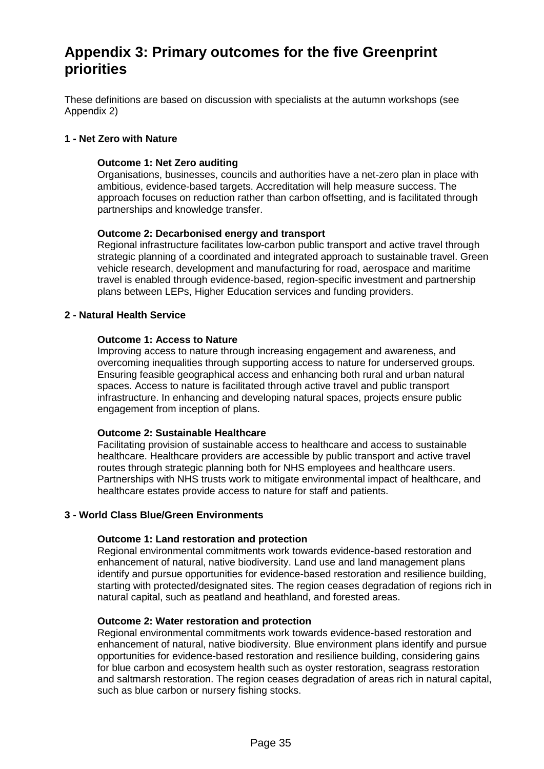# Appendix 3: Primary outcomes for the five Greenprint priorities

These definitions are based on discussion with specialists at the autumn workshops (see Appendix 2)

### 1 - Net Zero with Nature

**Outcome 1: Net Zero auditing**
Organisations, businesses, councils and authorities have a net-zero plan in place with ambitious, evidence-based targets. Accreditation will help measure success. The approach focuses on reduction rather than carbon offsetting, and is facilitated through partnerships and knowledge transfer.

**Outcome 2: Decarbonised energy and transport**
Regional infrastructure facilitates low-carbon public transport and active travel through strategic planning of a coordinated and integrated approach to sustainable travel. Green vehicle research, development and manufacturing for road, aerospace and maritime travel is enabled through evidence-based, region-specific investment and partnership plans between LEPs, Higher Education services and funding providers.

### 2 - Natural Health Service

**Outcome 1: Access to Nature**
Improving access to nature through increasing engagement and awareness, and overcoming inequalities through supporting access to nature for underserved groups. Ensuring feasible geographical access and enhancing both rural and urban natural spaces. Access to nature is facilitated through active travel and public transport infrastructure. In enhancing and developing natural spaces, projects ensure public engagement from inception of plans.

**Outcome 2: Sustainable Healthcare**
Facilitating provision of sustainable access to healthcare and access to sustainable healthcare. Healthcare providers are accessible by public transport and active travel routes through strategic planning both for NHS employees and healthcare users. Partnerships with NHS trusts work to mitigate environmental impact of healthcare, and healthcare estates provide access to nature for staff and patients.

### 3 - World Class Blue/Green Environments

**Outcome 1: Land restoration and protection**
Regional environmental commitments work towards evidence-based restoration and enhancement of natural, native biodiversity. Land use and land management plans identify and pursue opportunities for evidence-based restoration and resilience building, starting with protected/designated sites. The region ceases degradation of regions rich in natural capital, such as peatland and heathland, and forested areas.

**Outcome 2: Water restoration and protection**
Regional environmental commitments work towards evidence-based restoration and enhancement of natural, native biodiversity. Blue environment plans identify and pursue opportunities for evidence-based restoration and resilience building, considering gains for blue carbon and ecosystem health such as oyster restoration, seagrass restoration and saltmarsh restoration. The region ceases degradation of areas rich in natural capital, such as blue carbon or nursery fishing stocks.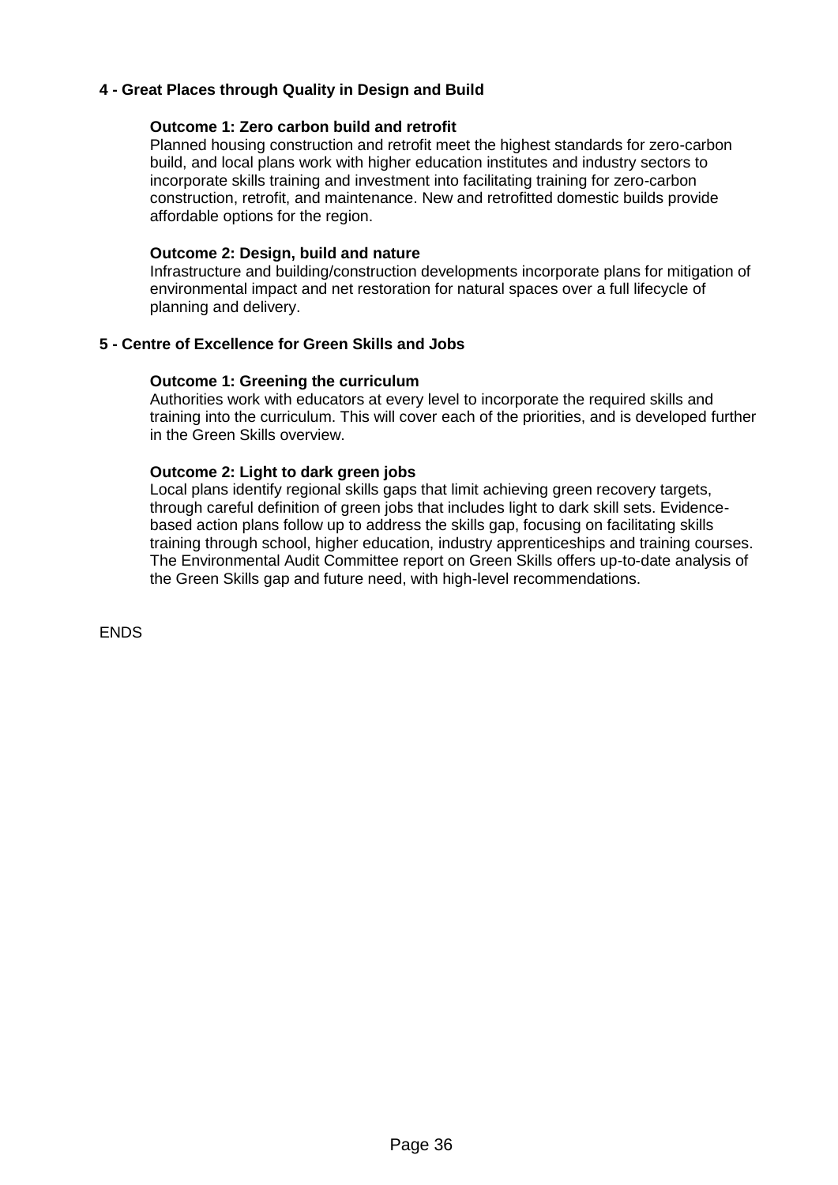**4 - Great Places through Quality in Design and Build**

**Outcome 1: Zero carbon build and retrofit**
Planned housing construction and retrofit meet the highest standards for zero-carbon build, and local plans work with higher education institutes and industry sectors to incorporate skills training and investment into facilitating training for zero-carbon construction, retrofit, and maintenance. New and retrofitted domestic builds provide affordable options for the region.

**Outcome 2: Design, build and nature**
Infrastructure and building/construction developments incorporate plans for mitigation of environmental impact and net restoration for natural spaces over a full lifecycle of planning and delivery.

**5 - Centre of Excellence for Green Skills and Jobs**

**Outcome 1: Greening the curriculum**
Authorities work with educators at every level to incorporate the required skills and training into the curriculum. This will cover each of the priorities, and is developed further in the Green Skills overview.

**Outcome 2: Light to dark green jobs**
Local plans identify regional skills gaps that limit achieving green recovery targets, through careful definition of green jobs that includes light to dark skill sets. Evidence-based action plans follow up to address the skills gap, focusing on facilitating skills training through school, higher education, industry apprenticeships and training courses. The Environmental Audit Committee report on Green Skills offers up-to-date analysis of the Green Skills gap and future need, with high-level recommendations.

ENDS